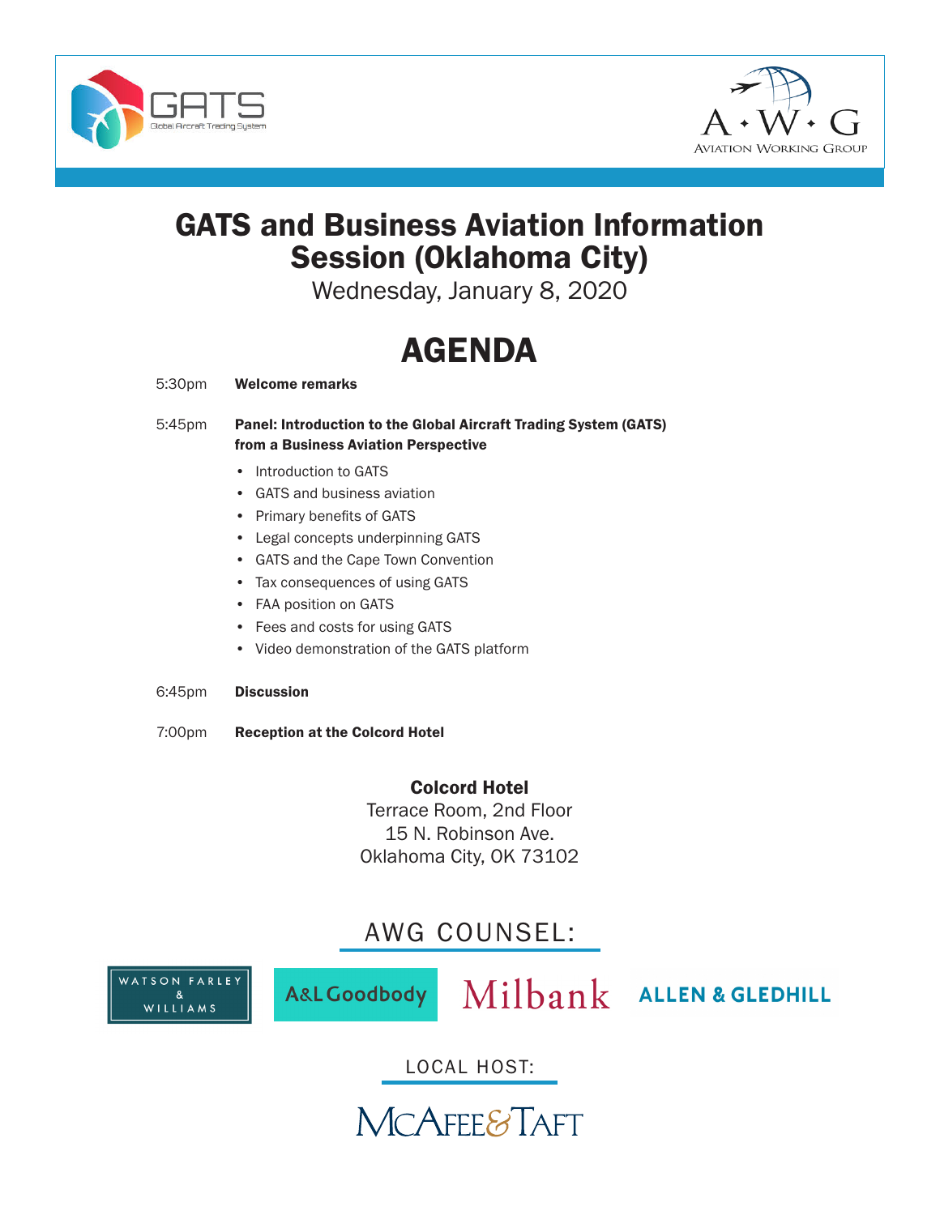# GATS and Business Aviation Information Session (Oklahoma City)

Wednesday, January 8, 2020

## AGENDA

5:30pm **Welcome remarks**

5:45pm **Panel: Introduction to the Global Aircraft Trading System (GATS) from a Business Aviation Perspective**

- Introduction to GATS
- GATS and business aviation
- Primary benefits of GATS
- Legal concepts underpinning GATS
- GATS and the Cape Town Convention
- Tax consequences of using GATS
- FAA position on GATS
- Fees and costs for using GATS
- Video demonstration of the GATS platform

6:45pm **Discussion**

7:00pm **Reception at the Colcord Hotel**

**Colcord Hotel**
Terrace Room, 2nd Floor
15 N. Robinson Ave.
Oklahoma City, OK 73102

AWG COUNSEL:

Watson Farley & Williams | A&L Goodbody | Milbank | Allen & Gledhill

LOCAL HOST:

McAfee & Taft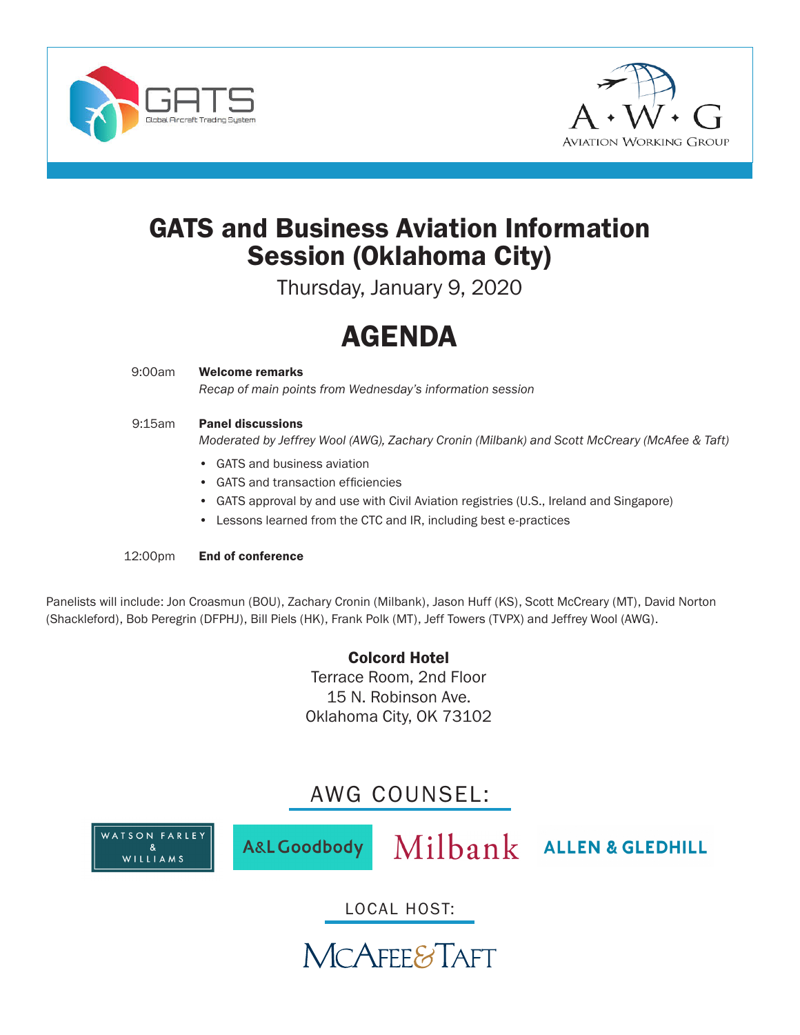GATS

Global Aircraft Trading System

A • W • G

AVIATION WORKING GROUP

# GATS and Business Aviation Information Session (Oklahoma City)

Thursday, January 9, 2020

## AGENDA

9:00am **Welcome remarks**

*Recap of main points from Wednesday's information session*

9:15am **Panel discussions**

*Moderated by Jeffrey Wool (AWG), Zachary Cronin (Milbank) and Scott McCreary (McAfee & Taft)*

- GATS and business aviation
- GATS and transaction efficiencies
- GATS approval by and use with Civil Aviation registries (U.S., Ireland and Singapore)
- Lessons learned from the CTC and IR, including best e-practices

12:00pm **End of conference**

Panelists will include: Jon Croasmun (BOU), Zachary Cronin (Milbank), Jason Huff (KS), Scott McCreary (MT), David Norton (Shackleford), Bob Peregrin (DFPHJ), Bill Piels (HK), Frank Polk (MT), Jeff Towers (TVPX) and Jeffrey Wool (AWG).

**Colcord Hotel**

Terrace Room, 2nd Floor

15 N. Robinson Ave.

Oklahoma City, OK 73102

AWG COUNSEL:

WATSON FARLEY & WILLIAMS

A&L Goodbody

Milbank

ALLEN & GLEDHILL

LOCAL HOST:

MCAFEE & TAFT